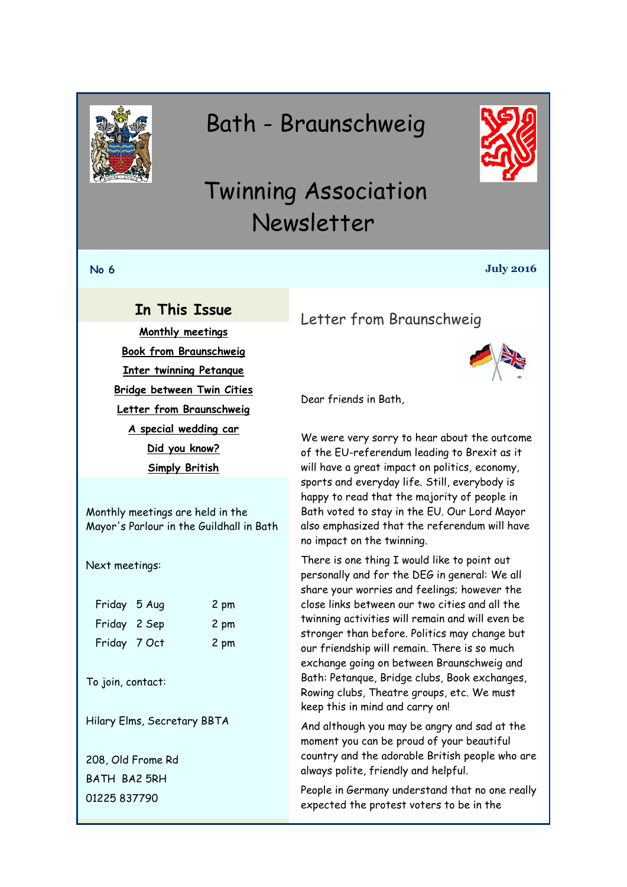# Bath - Braunschweig

# Twinning Association Newsletter

**No 6** **July 2016**

## In This Issue

- Monthly meetings
- Book from Braunschweig
- Inter twinning Petanque
- Bridge between Twin Cities
- Letter from Braunschweig
- A special wedding car
- Did you know?
- Simply British

Monthly meetings are held in the Mayor's Parlour in the Guildhall in Bath

Next meetings:

| | | |
|---|---|---|
| Friday | 5 Aug | 2 pm |
| Friday | 2 Sep | 2 pm |
| Friday | 7 Oct | 2 pm |

To join, contact:

Hilary Elms, Secretary BBTA

208, Old Frome Rd
BATH BA2 5RH
01225 837790

## Letter from Braunschweig

Dear friends in Bath,

We were very sorry to hear about the outcome of the EU-referendum leading to Brexit as it will have a great impact on politics, economy, sports and everyday life. Still, everybody is happy to read that the majority of people in Bath voted to stay in the EU. Our Lord Mayor also emphasized that the referendum will have no impact on the twinning.

There is one thing I would like to point out personally and for the DEG in general: We all share your worries and feelings; however the close links between our two cities and all the twinning activities will remain and will even be stronger than before. Politics may change but our friendship will remain. There is so much exchange going on between Braunschweig and Bath: Petanque, Bridge clubs, Book exchanges, Rowing clubs, Theatre groups, etc. We must keep this in mind and carry on!

And although you may be angry and sad at the moment you can be proud of your beautiful country and the adorable British people who are always polite, friendly and helpful.

People in Germany understand that no one really expected the protest voters to be in the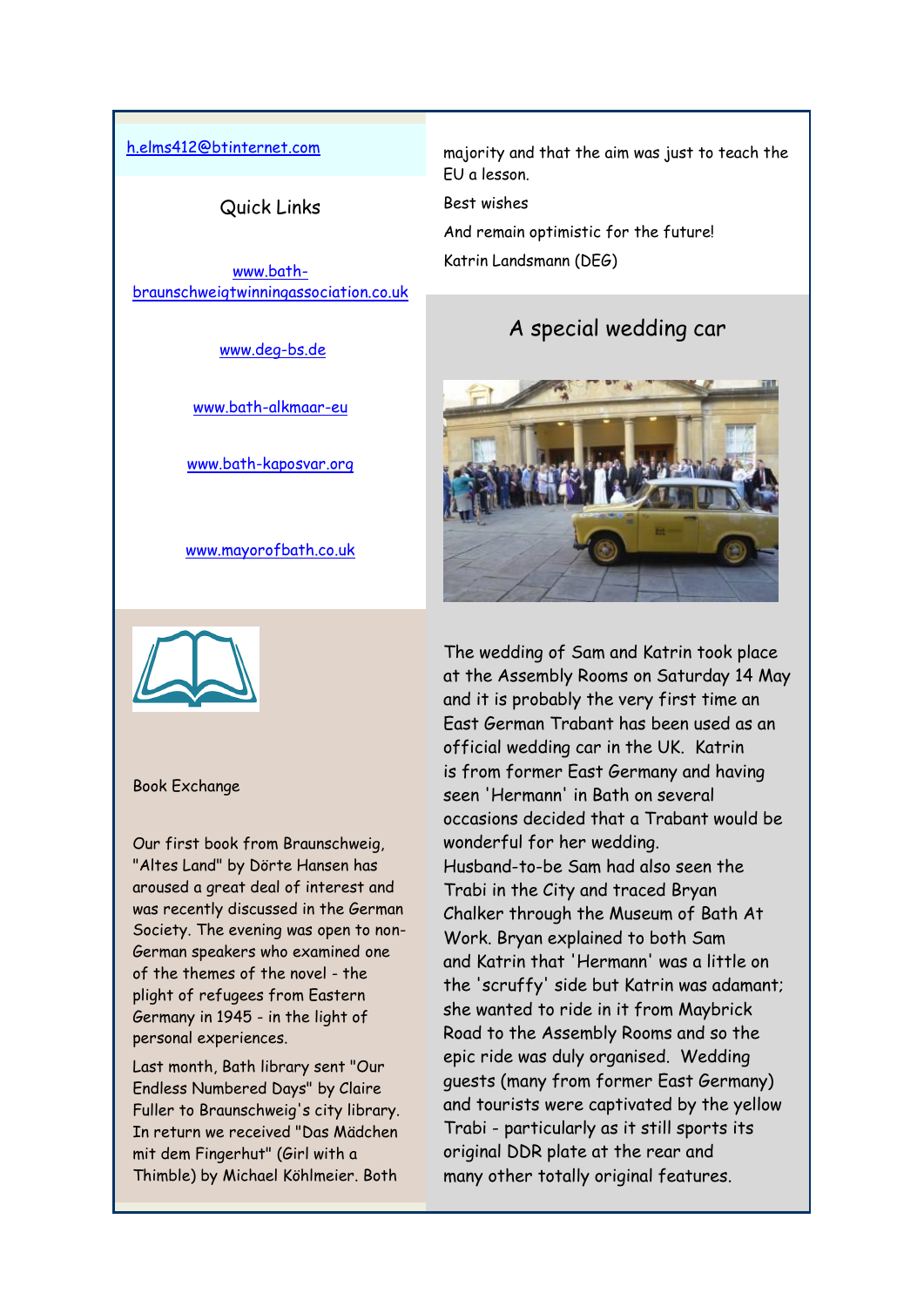h.elms412@btinternet.com

Quick Links

www.bath-braunschweigtwinningassociation.co.uk

www.deg-bs.de

www.bath-alkmaar-eu

www.bath-kaposvar.org

www.mayorofbath.co.uk

Book Exchange

Our first book from Braunschweig, "Altes Land" by Dörte Hansen has aroused a great deal of interest and was recently discussed in the German Society. The evening was open to non-German speakers who examined one of the themes of the novel - the plight of refugees from Eastern Germany in 1945 - in the light of personal experiences.

Last month, Bath library sent "Our Endless Numbered Days" by Claire Fuller to Braunschweig's city library. In return we received "Das Mädchen mit dem Fingerhut" (Girl with a Thimble) by Michael Köhlmeier. Both

majority and that the aim was just to teach the EU a lesson.

Best wishes

And remain optimistic for the future!

Katrin Landsmann (DEG)

## A special wedding car

The wedding of Sam and Katrin took place at the Assembly Rooms on Saturday 14 May and it is probably the very first time an East German Trabant has been used as an official wedding car in the UK. Katrin is from former East Germany and having seen 'Hermann' in Bath on several occasions decided that a Trabant would be wonderful for her wedding. Husband-to-be Sam had also seen the Trabi in the City and traced Bryan Chalker through the Museum of Bath At Work. Bryan explained to both Sam and Katrin that 'Hermann' was a little on the 'scruffy' side but Katrin was adamant; she wanted to ride in it from Maybrick Road to the Assembly Rooms and so the epic ride was duly organised. Wedding guests (many from former East Germany) and tourists were captivated by the yellow Trabi - particularly as it still sports its original DDR plate at the rear and many other totally original features.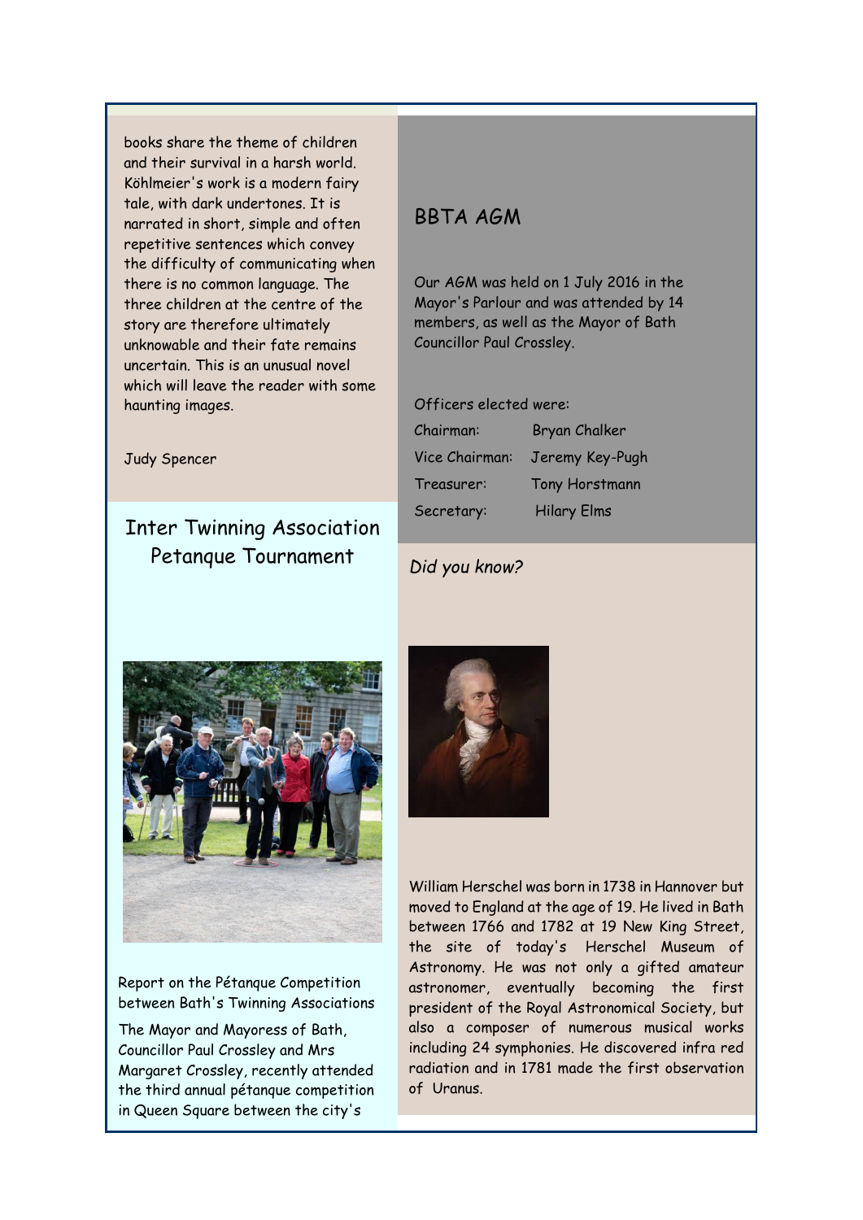books share the theme of children and their survival in a harsh world. Köhlmeier's work is a modern fairy tale, with dark undertones. It is narrated in short, simple and often repetitive sentences which convey the difficulty of communicating when there is no common language. The three children at the centre of the story are therefore ultimately unknowable and their fate remains uncertain. This is an unusual novel which will leave the reader with some haunting images.

Judy Spencer

## Inter Twinning Association Petanque Tournament

Report on the Pétanque Competition between Bath's Twinning Associations

The Mayor and Mayoress of Bath, Councillor Paul Crossley and Mrs Margaret Crossley, recently attended the third annual pétanque competition in Queen Square between the city's

## BBTA AGM

Our AGM was held on 1 July 2016 in the Mayor's Parlour and was attended by 14 members, as well as the Mayor of Bath Councillor Paul Crossley.

Officers elected were:

| | |
|---|---|
| Chairman: | Bryan Chalker |
| Vice Chairman: | Jeremy Key-Pugh |
| Treasurer: | Tony Horstmann |
| Secretary: | Hilary Elms |

*Did you know?*

William Herschel was born in 1738 in Hannover but moved to England at the age of 19. He lived in Bath between 1766 and 1782 at 19 New King Street, the site of today's Herschel Museum of Astronomy. He was not only a gifted amateur astronomer, eventually becoming the first president of the Royal Astronomical Society, but also a composer of numerous musical works including 24 symphonies. He discovered infra red radiation and in 1781 made the first observation of Uranus.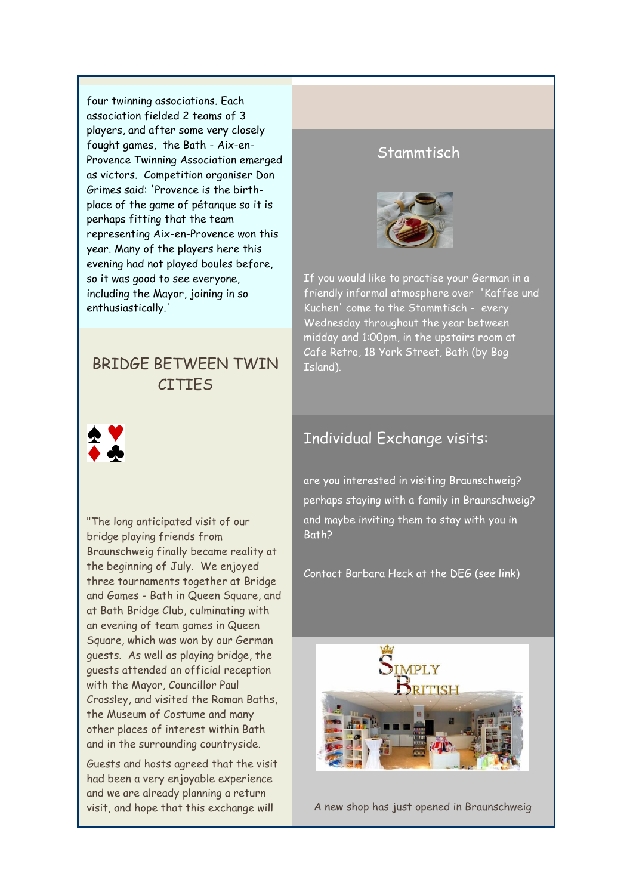four twinning associations. Each association fielded 2 teams of 3 players, and after some very closely fought games, the Bath - Aix-en-Provence Twinning Association emerged as victors. Competition organiser Don Grimes said: 'Provence is the birth-place of the game of pétanque so it is perhaps fitting that the team representing Aix-en-Provence won this year. Many of the players here this evening had not played boules before, so it was good to see everyone, including the Mayor, joining in so enthusiastically.'

## BRIDGE BETWEEN TWIN CITIES

"The long anticipated visit of our bridge playing friends from Braunschweig finally became reality at the beginning of July. We enjoyed three tournaments together at Bridge and Games - Bath in Queen Square, and at Bath Bridge Club, culminating with an evening of team games in Queen Square, which was won by our German guests. As well as playing bridge, the guests attended an official reception with the Mayor, Councillor Paul Crossley, and visited the Roman Baths, the Museum of Costume and many other places of interest within Bath and in the surrounding countryside.

Guests and hosts agreed that the visit had been a very enjoyable experience and we are already planning a return visit, and hope that this exchange will

## Stammtisch

If you would like to practise your German in a friendly informal atmosphere over 'Kaffee und Kuchen' come to the Stammtisch - every Wednesday throughout the year between midday and 1:00pm, in the upstairs room at Cafe Retro, 18 York Street, Bath (by Bog Island).

## Individual Exchange visits:

are you interested in visiting Braunschweig?

perhaps staying with a family in Braunschweig?

and maybe inviting them to stay with you in Bath?

Contact Barbara Heck at the DEG (see link)

A new shop has just opened in Braunschweig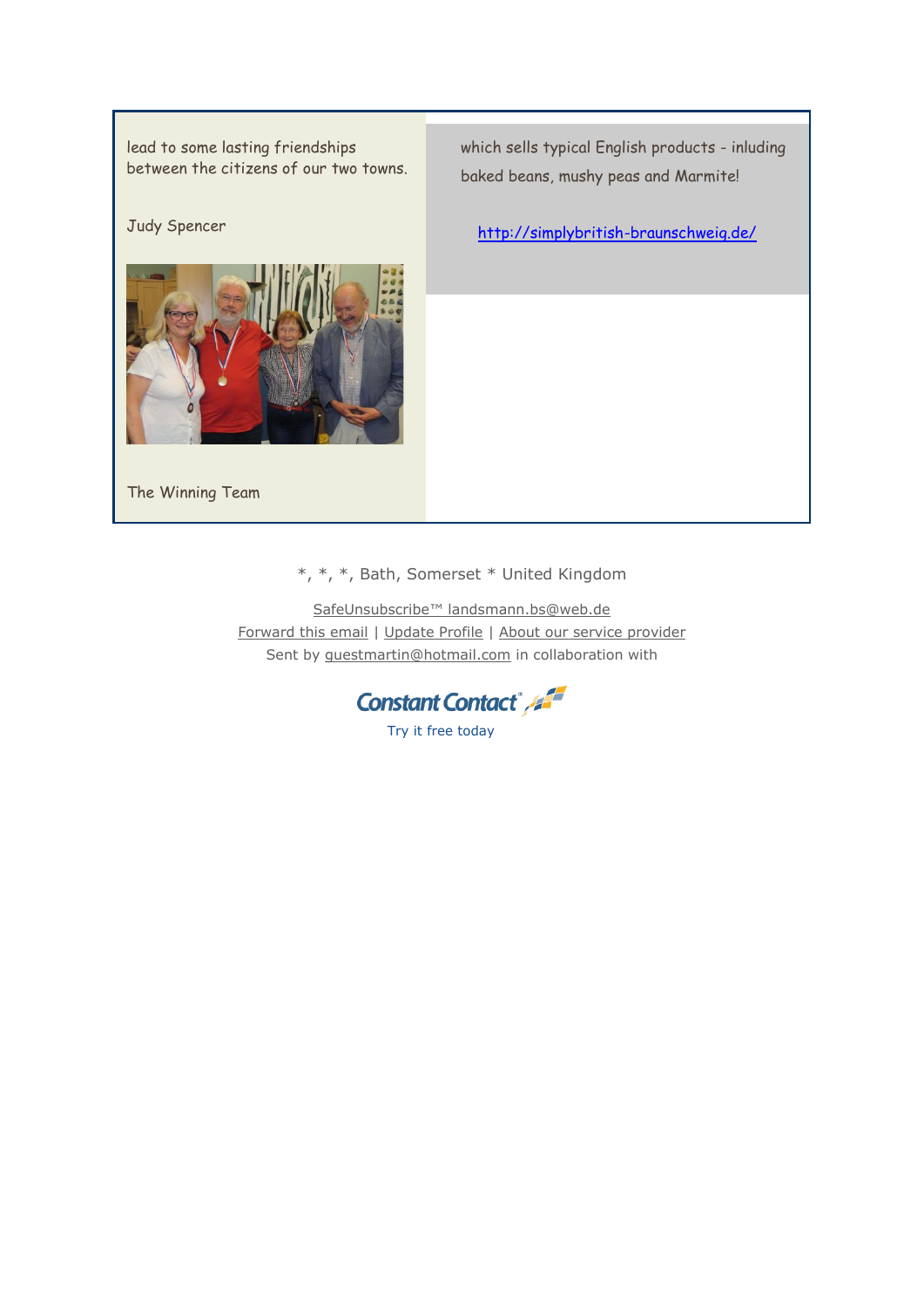lead to some lasting friendships between the citizens of our two towns.

Judy Spencer

The Winning Team

which sells typical English products - inluding baked beans, mushy peas and Marmite!

http://simplybritish-braunschweig.de/

*, *, *, Bath, Somerset * United Kingdom

SafeUnsubscribe™ landsmann.bs@web.de

Forward this email | Update Profile | About our service provider

Sent by guestmartin@hotmail.com in collaboration with

Constant Contact

Try it free today